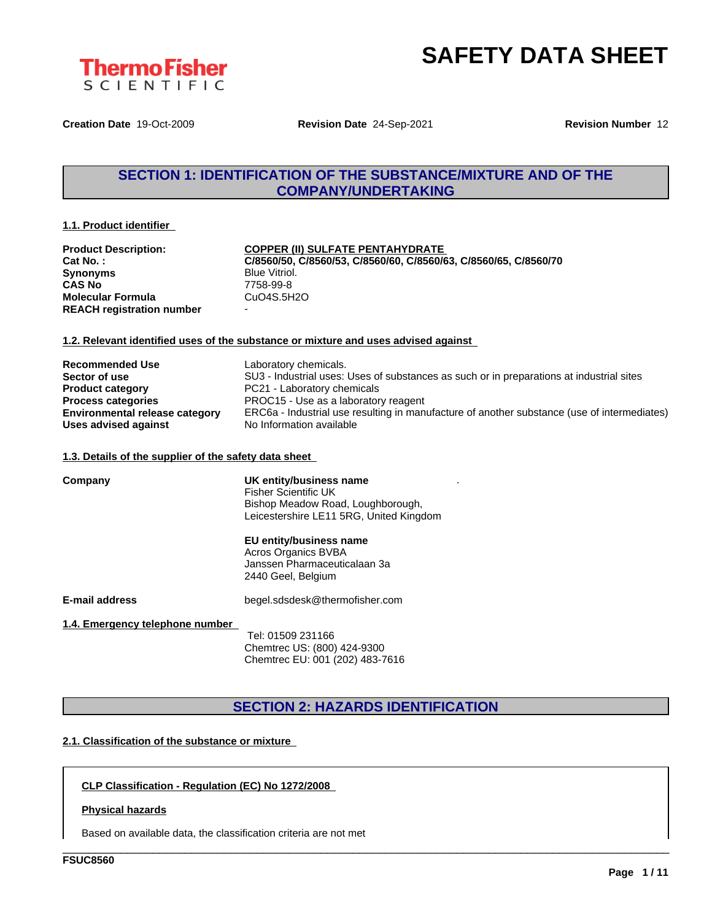ThermoFisher SCIENTIFIC

# SAFETY DATA SHEET

**Creation Date** 19-Oct-2009 **Revision Date** 24-Sep-2021 **Revision Number** 12

## SECTION 1: IDENTIFICATION OF THE SUBSTANCE/MIXTURE AND OF THE COMPANY/UNDERTAKING

### 1.1. Product identifier

| | |
|---|---|
| **Product Description:** | **COPPER (II) SULFATE PENTAHYDRATE** |
| **Cat No. :** | **C/8560/50, C/8560/53, C/8560/60, C/8560/63, C/8560/65, C/8560/70** |
| **Synonyms** | Blue Vitriol. |
| **CAS No** | 7758-99-8 |
| **Molecular Formula** | CuO4S.5H2O |
| **REACH registration number** | - |

### 1.2. Relevant identified uses of the substance or mixture and uses advised against

| | |
|---|---|
| **Recommended Use** | Laboratory chemicals. |
| **Sector of use** | SU3 - Industrial uses: Uses of substances as such or in preparations at industrial sites |
| **Product category** | PC21 - Laboratory chemicals |
| **Process categories** | PROC15 - Use as a laboratory reagent |
| **Environmental release category** | ERC6a - Industrial use resulting in manufacture of another substance (use of intermediates) |
| **Uses advised against** | No Information available |

### 1.3. Details of the supplier of the safety data sheet

**Company**

**UK entity/business name**
Fisher Scientific UK
Bishop Meadow Road, Loughborough,
Leicestershire LE11 5RG, United Kingdom

**EU entity/business name**
Acros Organics BVBA
Janssen Pharmaceuticalaan 3a
2440 Geel, Belgium

**E-mail address** begel.sdsdesk@thermofisher.com

### 1.4. Emergency telephone number

Tel: 01509 231166
Chemtrec US: (800) 424-9300
Chemtrec EU: 001 (202) 483-7616

## SECTION 2: HAZARDS IDENTIFICATION

### 2.1. Classification of the substance or mixture

**CLP Classification - Regulation (EC) No 1272/2008**

**Physical hazards**

Based on available data, the classification criteria are not met

FSUC8560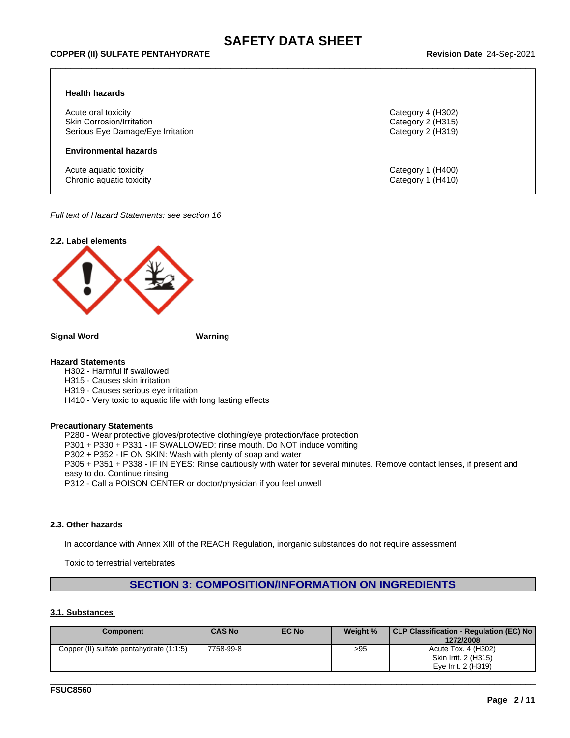**Health hazards**

| | |
|---|---|
| Acute oral toxicity | Category 4 (H302) |
| Skin Corrosion/Irritation | Category 2 (H315) |
| Serious Eye Damage/Eye Irritation | Category 2 (H319) |

**Environmental hazards**

| | |
|---|---|
| Acute aquatic toxicity | Category 1 (H400) |
| Chronic aquatic toxicity | Category 1 (H410) |

*Full text of Hazard Statements: see section 16*

### 2.2. Label elements

**Signal Word** **Warning**

**Hazard Statements**

H302 - Harmful if swallowed
H315 - Causes skin irritation
H319 - Causes serious eye irritation
H410 - Very toxic to aquatic life with long lasting effects

**Precautionary Statements**

P280 - Wear protective gloves/protective clothing/eye protection/face protection
P301 + P330 + P331 - IF SWALLOWED: rinse mouth. Do NOT induce vomiting
P302 + P352 - IF ON SKIN: Wash with plenty of soap and water
P305 + P351 + P338 - IF IN EYES: Rinse cautiously with water for several minutes. Remove contact lenses, if present and easy to do. Continue rinsing
P312 - Call a POISON CENTER or doctor/physician if you feel unwell

### 2.3. Other hazards

In accordance with Annex XIII of the REACH Regulation, inorganic substances do not require assessment

Toxic to terrestrial vertebrates

## SECTION 3: COMPOSITION/INFORMATION ON INGREDIENTS

### 3.1. Substances

| Component | CAS No | EC No | Weight % | CLP Classification - Regulation (EC) No 1272/2008 |
|---|---|---|---|---|
| Copper (II) sulfate pentahydrate (1:1:5) | 7758-99-8 | | >95 | Acute Tox. 4 (H302)<br>Skin Irrit. 2 (H315)<br>Eye Irrit. 2 (H319) |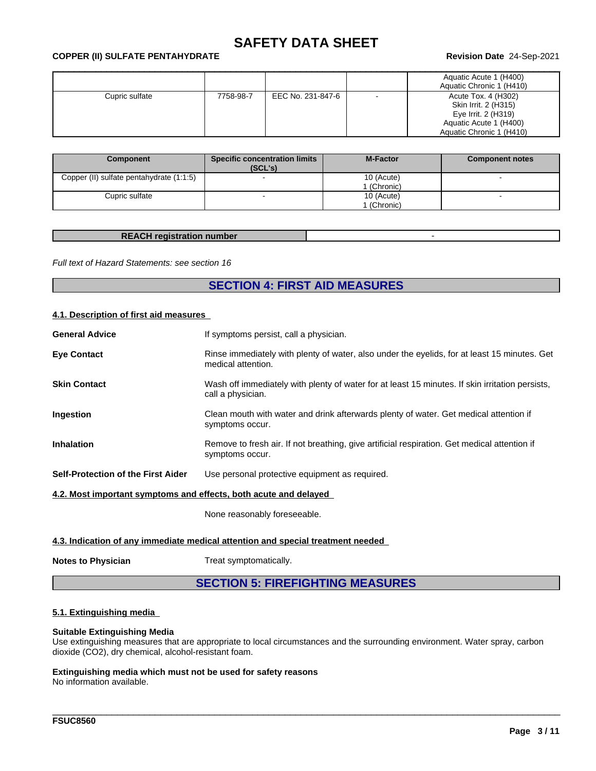| | | | | |
|---|---|---|---|---|
| | | | | Aquatic Acute 1 (H400) Aquatic Chronic 1 (H410) |
| Cupric sulfate | 7758-98-7 | EEC No. 231-847-6 | - | Acute Tox. 4 (H302) Skin Irrit. 2 (H315) Eye Irrit. 2 (H319) Aquatic Acute 1 (H400) Aquatic Chronic 1 (H410) |

| Component | Specific concentration limits (SCL's) | M-Factor | Component notes |
|---|---|---|---|
| Copper (II) sulfate pentahydrate (1:1:5) | - | 10 (Acute) 1 (Chronic) | - |
| Cupric sulfate | - | 10 (Acute) 1 (Chronic) | - |

| REACH registration number | - |
|---|---|

*Full text of Hazard Statements: see section 16*

## SECTION 4: FIRST AID MEASURES

### 4.1. Description of first aid measures

**General Advice** If symptoms persist, call a physician.

**Eye Contact** Rinse immediately with plenty of water, also under the eyelids, for at least 15 minutes. Get medical attention.

**Skin Contact** Wash off immediately with plenty of water for at least 15 minutes. If skin irritation persists, call a physician.

**Ingestion** Clean mouth with water and drink afterwards plenty of water. Get medical attention if symptoms occur.

**Inhalation** Remove to fresh air. If not breathing, give artificial respiration. Get medical attention if symptoms occur.

**Self-Protection of the First Aider** Use personal protective equipment as required.

### 4.2. Most important symptoms and effects, both acute and delayed

None reasonably foreseeable.

### 4.3. Indication of any immediate medical attention and special treatment needed

**Notes to Physician** Treat symptomatically.

## SECTION 5: FIREFIGHTING MEASURES

### 5.1. Extinguishing media

**Suitable Extinguishing Media**
Use extinguishing measures that are appropriate to local circumstances and the surrounding environment. Water spray, carbon dioxide (CO2), dry chemical, alcohol-resistant foam.

**Extinguishing media which must not be used for safety reasons**
No information available.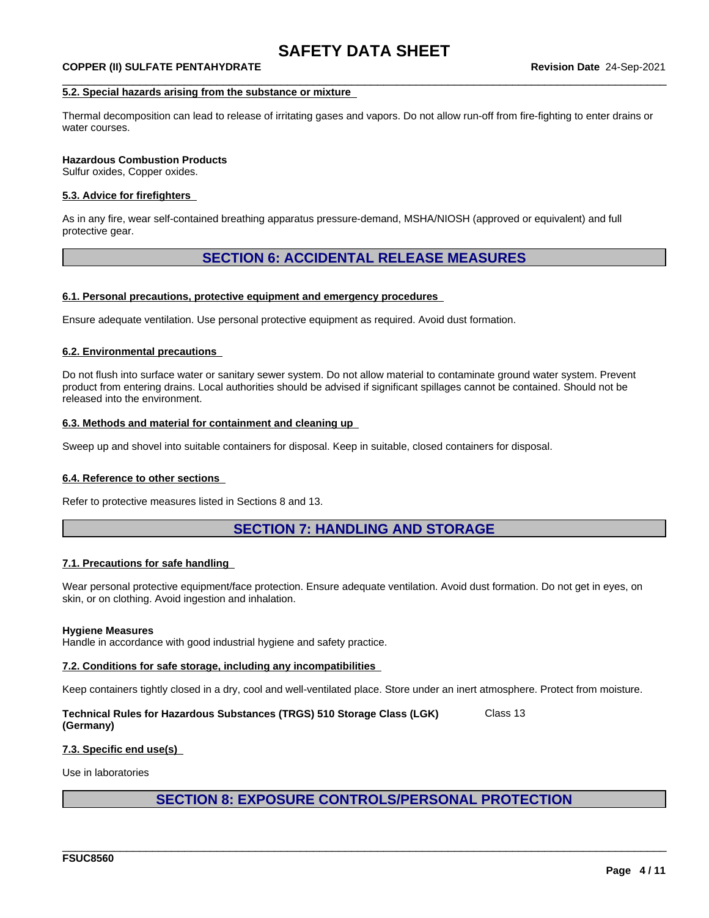### 5.2. Special hazards arising from the substance or mixture

Thermal decomposition can lead to release of irritating gases and vapors. Do not allow run-off from fire-fighting to enter drains or water courses.

**Hazardous Combustion Products**
Sulfur oxides, Copper oxides.

### 5.3. Advice for firefighters

As in any fire, wear self-contained breathing apparatus pressure-demand, MSHA/NIOSH (approved or equivalent) and full protective gear.

## SECTION 6: ACCIDENTAL RELEASE MEASURES

### 6.1. Personal precautions, protective equipment and emergency procedures

Ensure adequate ventilation. Use personal protective equipment as required. Avoid dust formation.

### 6.2. Environmental precautions

Do not flush into surface water or sanitary sewer system. Do not allow material to contaminate ground water system. Prevent product from entering drains. Local authorities should be advised if significant spillages cannot be contained. Should not be released into the environment.

### 6.3. Methods and material for containment and cleaning up

Sweep up and shovel into suitable containers for disposal. Keep in suitable, closed containers for disposal.

### 6.4. Reference to other sections

Refer to protective measures listed in Sections 8 and 13.

## SECTION 7: HANDLING AND STORAGE

### 7.1. Precautions for safe handling

Wear personal protective equipment/face protection. Ensure adequate ventilation. Avoid dust formation. Do not get in eyes, on skin, or on clothing. Avoid ingestion and inhalation.

**Hygiene Measures**
Handle in accordance with good industrial hygiene and safety practice.

### 7.2. Conditions for safe storage, including any incompatibilities

Keep containers tightly closed in a dry, cool and well-ventilated place. Store under an inert atmosphere. Protect from moisture.

**Technical Rules for Hazardous Substances (TRGS) 510 Storage Class (LGK) (Germany)** Class 13

### 7.3. Specific end use(s)

Use in laboratories

## SECTION 8: EXPOSURE CONTROLS/PERSONAL PROTECTION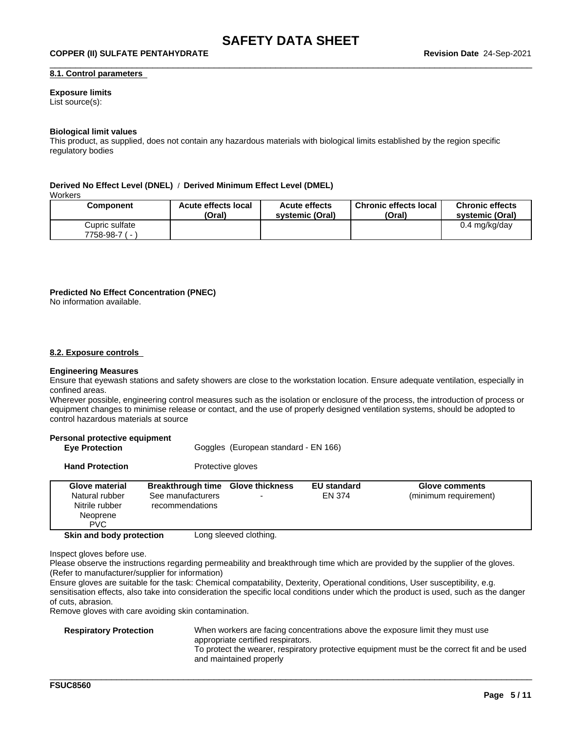### 8.1. Control parameters

**Exposure limits**
List source(s):

**Biological limit values**
This product, as supplied, does not contain any hazardous materials with biological limits established by the region specific regulatory bodies

**Derived No Effect Level (DNEL) / Derived Minimum Effect Level (DMEL)**
Workers

| Component | Acute effects local (Oral) | Acute effects systemic (Oral) | Chronic effects local (Oral) | Chronic effects systemic (Oral) |
|---|---|---|---|---|
| Cupric sulfate 7758-98-7 ( - ) | | | | 0.4 mg/kg/day |

**Predicted No Effect Concentration (PNEC)**
No information available.

### 8.2. Exposure controls

**Engineering Measures**
Ensure that eyewash stations and safety showers are close to the workstation location. Ensure adequate ventilation, especially in confined areas.
Wherever possible, engineering control measures such as the isolation or enclosure of the process, the introduction of process or equipment changes to minimise release or contact, and the use of properly designed ventilation systems, should be adopted to control hazardous materials at source

**Personal protective equipment**

**Eye Protection** Goggles (European standard - EN 166)

**Hand Protection** Protective gloves

| Glove material | Breakthrough time | Glove thickness | EU standard | Glove comments |
|---|---|---|---|---|
| Natural rubber<br>Nitrile rubber<br>Neoprene<br>PVC | See manufacturers recommendations | - | EN 374 | (minimum requirement) |

**Skin and body protection** Long sleeved clothing.

Inspect gloves before use.
Please observe the instructions regarding permeability and breakthrough time which are provided by the supplier of the gloves. (Refer to manufacturer/supplier for information)
Ensure gloves are suitable for the task: Chemical compatability, Dexterity, Operational conditions, User susceptibility, e.g. sensitisation effects, also take into consideration the specific local conditions under which the product is used, such as the danger of cuts, abrasion.
Remove gloves with care avoiding skin contamination.

**Respiratory Protection** When workers are facing concentrations above the exposure limit they must use appropriate certified respirators.
To protect the wearer, respiratory protective equipment must be the correct fit and be used and maintained properly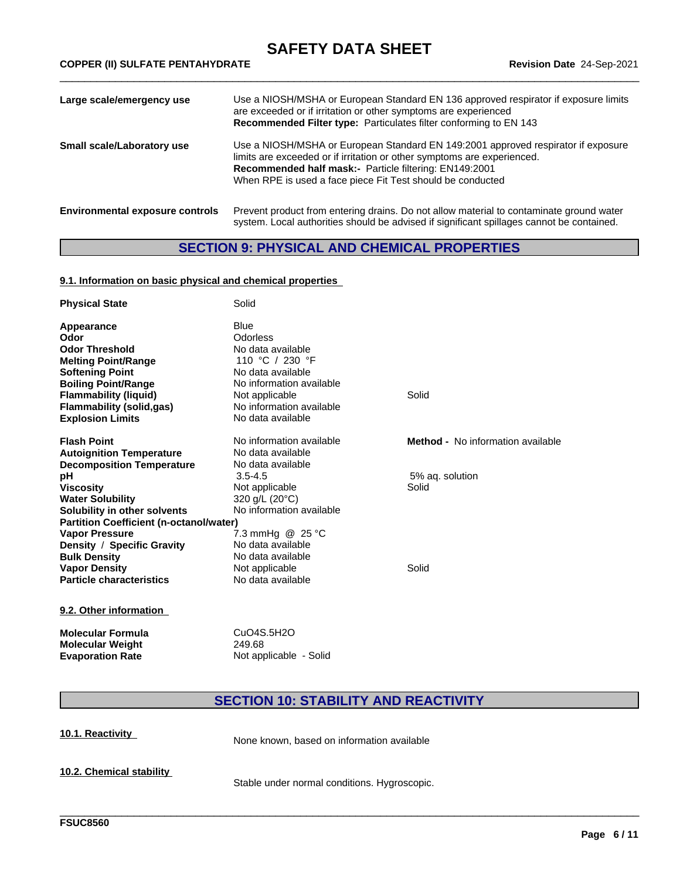| | |
|---|---|
| **Large scale/emergency use** | Use a NIOSH/MSHA or European Standard EN 136 approved respirator if exposure limits are exceeded or if irritation or other symptoms are experienced<br>**Recommended Filter type:** Particulates filter conforming to EN 143 |
| **Small scale/Laboratory use** | Use a NIOSH/MSHA or European Standard EN 149:2001 approved respirator if exposure limits are exceeded or if irritation or other symptoms are experienced.<br>**Recommended half mask:-** Particle filtering: EN149:2001<br>When RPE is used a face piece Fit Test should be conducted |
| **Environmental exposure controls** | Prevent product from entering drains. Do not allow material to contaminate ground water system. Local authorities should be advised if significant spillages cannot be contained. |

## SECTION 9: PHYSICAL AND CHEMICAL PROPERTIES

### 9.1. Information on basic physical and chemical properties

| | | |
|---|---|---|
| **Physical State** | Solid | |
| **Appearance** | Blue | |
| **Odor** | Odorless | |
| **Odor Threshold** | No data available | |
| **Melting Point/Range** | 110 °C / 230 °F | |
| **Softening Point** | No data available | |
| **Boiling Point/Range** | No information available | |
| **Flammability (liquid)** | Not applicable | Solid |
| **Flammability (solid,gas)** | No information available | |
| **Explosion Limits** | No data available | |
| **Flash Point** | No information available | **Method -** No information available |
| **Autoignition Temperature** | No data available | |
| **Decomposition Temperature** | No data available | |
| **pH** | 3.5-4.5 | 5% aq. solution |
| **Viscosity** | Not applicable | Solid |
| **Water Solubility** | 320 g/L (20°C) | |
| **Solubility in other solvents** | No information available | |
| **Partition Coefficient (n-octanol/water)** | | |
| **Vapor Pressure** | 7.3 mmHg @ 25 °C | |
| **Density / Specific Gravity** | No data available | |
| **Bulk Density** | No data available | |
| **Vapor Density** | Not applicable | Solid |
| **Particle characteristics** | No data available | |

### 9.2. Other information

| | |
|---|---|
| **Molecular Formula** | $CuO_4S.5H_2O$ |
| **Molecular Weight** | 249.68 |
| **Evaporation Rate** | Not applicable - Solid |

## SECTION 10: STABILITY AND REACTIVITY

**10.1. Reactivity**

None known, based on information available

**10.2. Chemical stability**

Stable under normal conditions. Hygroscopic.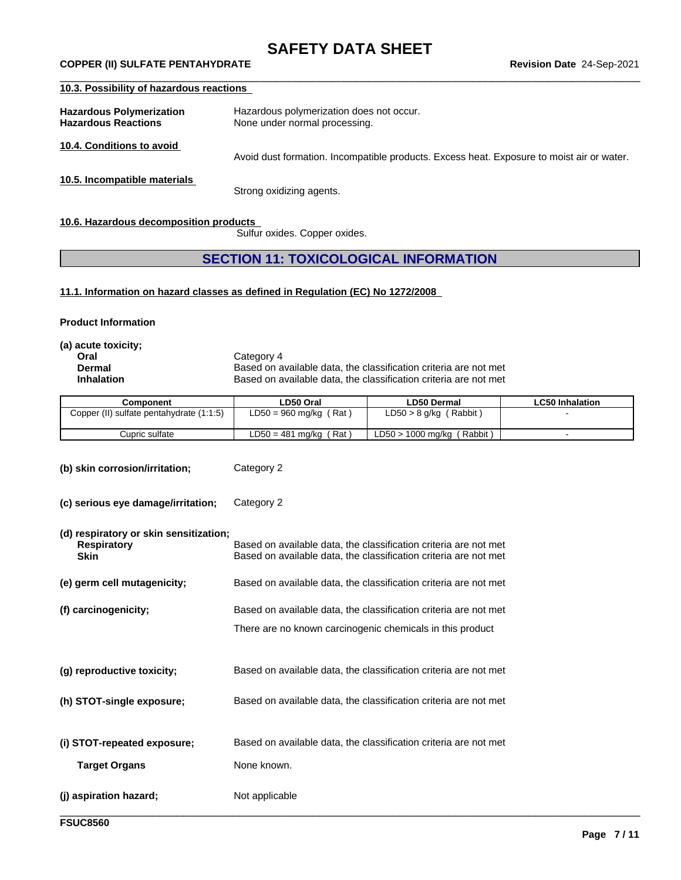#### 10.3. Possibility of hazardous reactions

**Hazardous Polymerization** Hazardous polymerization does not occur.
**Hazardous Reactions** None under normal processing.

#### 10.4. Conditions to avoid

Avoid dust formation. Incompatible products. Excess heat. Exposure to moist air or water.

#### 10.5. Incompatible materials

Strong oxidizing agents.

#### 10.6. Hazardous decomposition products

Sulfur oxides. Copper oxides.

## SECTION 11: TOXICOLOGICAL INFORMATION

#### 11.1. Information on hazard classes as defined in Regulation (EC) No 1272/2008

**Product Information**

**(a) acute toxicity;**

**Oral** Category 4
**Dermal** Based on available data, the classification criteria are not met
**Inhalation** Based on available data, the classification criteria are not met

| Component | LD50 Oral | LD50 Dermal | LC50 Inhalation |
|---|---|---|---|
| Copper (II) sulfate pentahydrate (1:1:5) | LD50 = 960 mg/kg ( Rat ) | LD50 > 8 g/kg ( Rabbit ) | - |
| Cupric sulfate | LD50 = 481 mg/kg ( Rat ) | LD50 > 1000 mg/kg ( Rabbit ) | - |

**(b) skin corrosion/irritation;** Category 2

**(c) serious eye damage/irritation;** Category 2

**(d) respiratory or skin sensitization;**

**Respiratory** Based on available data, the classification criteria are not met
**Skin** Based on available data, the classification criteria are not met

**(e) germ cell mutagenicity;** Based on available data, the classification criteria are not met

**(f) carcinogenicity;** Based on available data, the classification criteria are not met

There are no known carcinogenic chemicals in this product

**(g) reproductive toxicity;** Based on available data, the classification criteria are not met

**(h) STOT-single exposure;** Based on available data, the classification criteria are not met

**(i) STOT-repeated exposure;** Based on available data, the classification criteria are not met

**Target Organs** None known.

**(j) aspiration hazard;** Not applicable

FSUC8560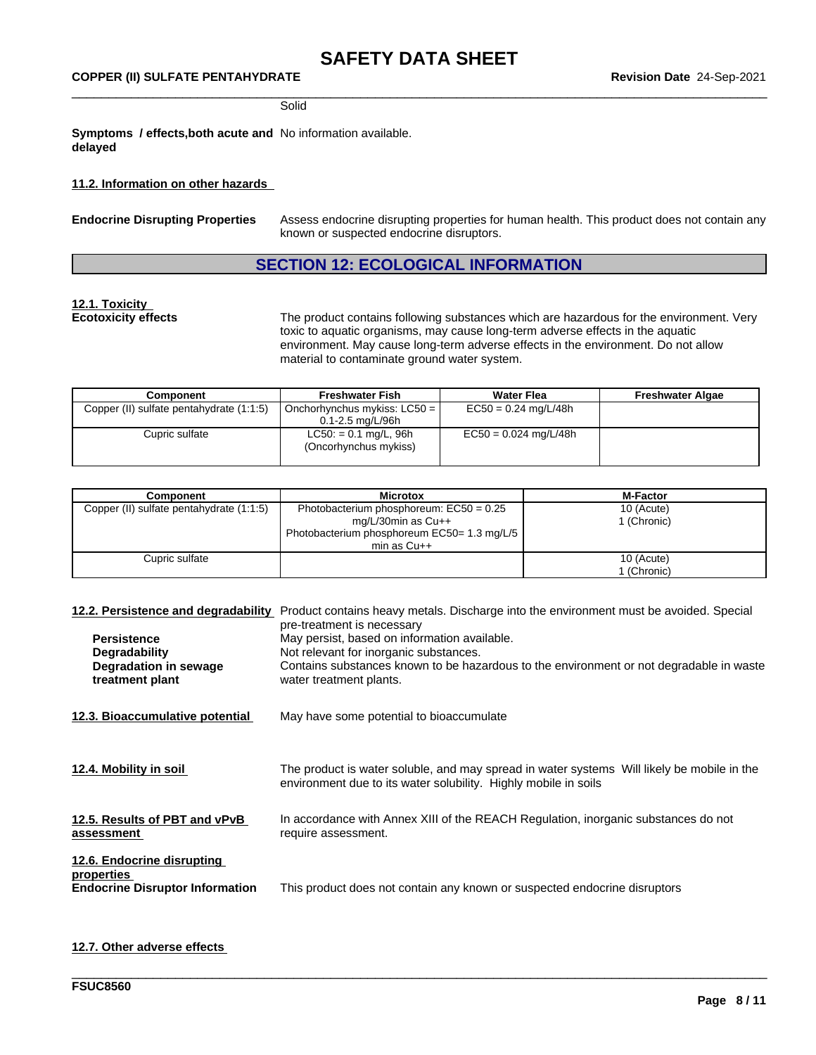Solid

**Symptoms / effects,both acute and delayed** No information available.

**11.2. Information on other hazards**

**Endocrine Disrupting Properties** Assess endocrine disrupting properties for human health. This product does not contain any known or suspected endocrine disruptors.

## SECTION 12: ECOLOGICAL INFORMATION

**12.1. Toxicity**

**Ecotoxicity effects** The product contains following substances which are hazardous for the environment. Very toxic to aquatic organisms, may cause long-term adverse effects in the aquatic environment. May cause long-term adverse effects in the environment. Do not allow material to contaminate ground water system.

| Component | Freshwater Fish | Water Flea | Freshwater Algae |
|---|---|---|---|
| Copper (II) sulfate pentahydrate (1:1:5) | Onchorhynchus mykiss: LC50 = 0.1-2.5 mg/L/96h | EC50 = 0.24 mg/L/48h | |
| Cupric sulfate | LC50: = 0.1 mg/L, 96h (Oncorhynchus mykiss) | EC50 = 0.024 mg/L/48h | |

| Component | Microtox | M-Factor |
|---|---|---|
| Copper (II) sulfate pentahydrate (1:1:5) | Photobacterium phosphoreum: EC50 = 0.25 mg/L/30min as Cu++<br>Photobacterium phosphoreum EC50= 1.3 mg/L/5 min as Cu++ | 10 (Acute)<br>1 (Chronic) |
| Cupric sulfate | | 10 (Acute)<br>1 (Chronic) |

**12.2. Persistence and degradability** Product contains heavy metals. Discharge into the environment must be avoided. Special pre-treatment is necessary

**Persistence** May persist, based on information available.

**Degradability** Not relevant for inorganic substances.

**Degradation in sewage treatment plant** Contains substances known to be hazardous to the environment or not degradable in waste water treatment plants.

**12.3. Bioaccumulative potential** May have some potential to bioaccumulate

**12.4. Mobility in soil** The product is water soluble, and may spread in water systems Will likely be mobile in the environment due to its water solubility. Highly mobile in soils

**12.5. Results of PBT and vPvB assessment** In accordance with Annex XIII of the REACH Regulation, inorganic substances do not require assessment.

**12.6. Endocrine disrupting properties**

**Endocrine Disruptor Information** This product does not contain any known or suspected endocrine disruptors

**12.7. Other adverse effects**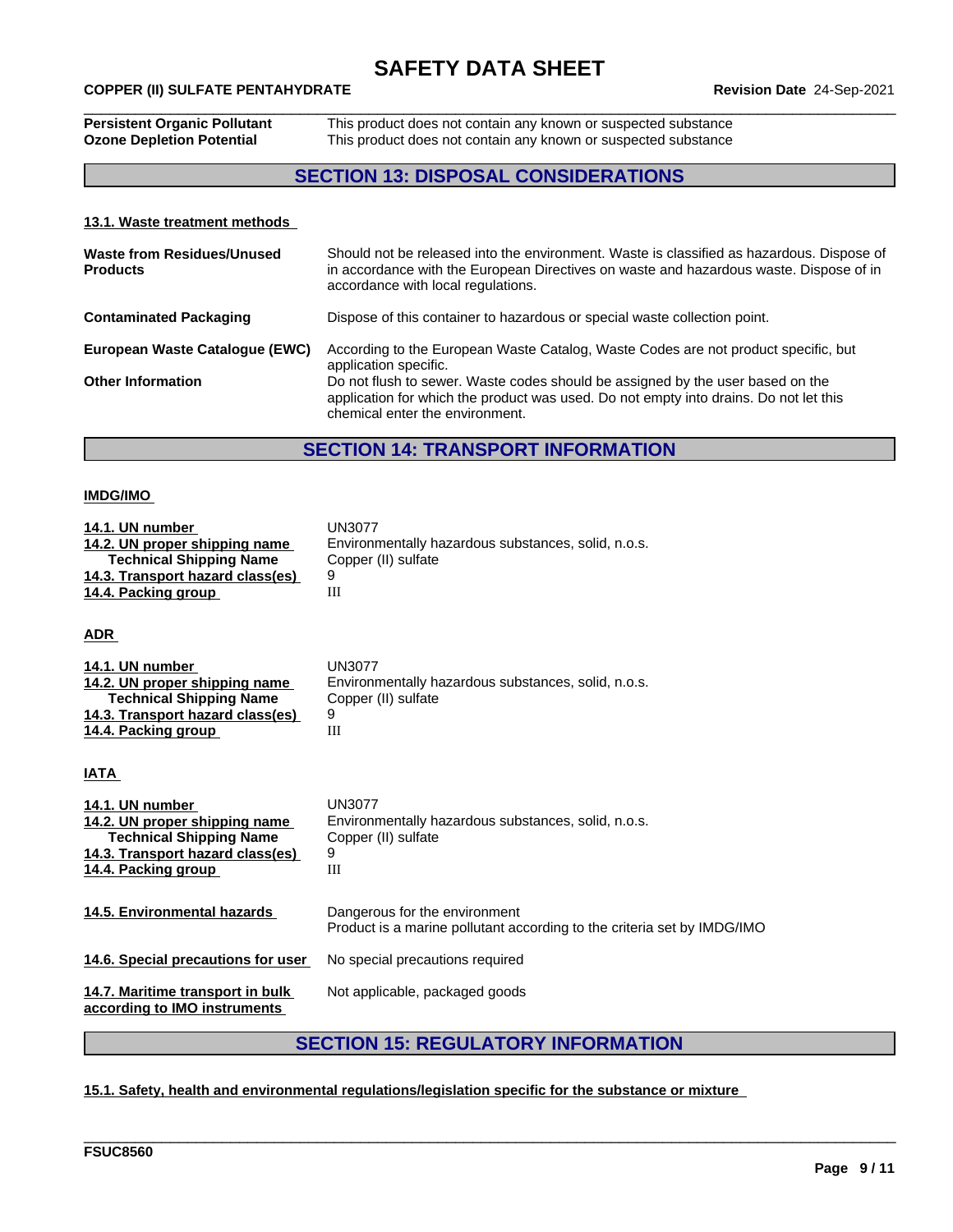| | |
|---|---|
| **Persistent Organic Pollutant** | This product does not contain any known or suspected substance |
| **Ozone Depletion Potential** | This product does not contain any known or suspected substance |

## SECTION 13: DISPOSAL CONSIDERATIONS

### 13.1. Waste treatment methods

| | |
|---|---|
| **Waste from Residues/Unused Products** | Should not be released into the environment. Waste is classified as hazardous. Dispose of in accordance with the European Directives on waste and hazardous waste. Dispose of in accordance with local regulations. |
| **Contaminated Packaging** | Dispose of this container to hazardous or special waste collection point. |
| **European Waste Catalogue (EWC)** | According to the European Waste Catalog, Waste Codes are not product specific, but application specific. |
| **Other Information** | Do not flush to sewer. Waste codes should be assigned by the user based on the application for which the product was used. Do not empty into drains. Do not let this chemical enter the environment. |

## SECTION 14: TRANSPORT INFORMATION

### IMDG/IMO

| | |
|---|---|
| **14.1. UN number** | UN3077 |
| **14.2. UN proper shipping name** | Environmentally hazardous substances, solid, n.o.s. |
| **Technical Shipping Name** | Copper (II) sulfate |
| **14.3. Transport hazard class(es)** | 9 |
| **14.4. Packing group** | III |

### ADR

| | |
|---|---|
| **14.1. UN number** | UN3077 |
| **14.2. UN proper shipping name** | Environmentally hazardous substances, solid, n.o.s. |
| **Technical Shipping Name** | Copper (II) sulfate |
| **14.3. Transport hazard class(es)** | 9 |
| **14.4. Packing group** | III |

### IATA

| | |
|---|---|
| **14.1. UN number** | UN3077 |
| **14.2. UN proper shipping name** | Environmentally hazardous substances, solid, n.o.s. |
| **Technical Shipping Name** | Copper (II) sulfate |
| **14.3. Transport hazard class(es)** | 9 |
| **14.4. Packing group** | III |

| | |
|---|---|
| **14.5. Environmental hazards** | Dangerous for the environment<br>Product is a marine pollutant according to the criteria set by IMDG/IMO |
| **14.6. Special precautions for user** | No special precautions required |
| **14.7. Maritime transport in bulk according to IMO instruments** | Not applicable, packaged goods |

## SECTION 15: REGULATORY INFORMATION

### 15.1. Safety, health and environmental regulations/legislation specific for the substance or mixture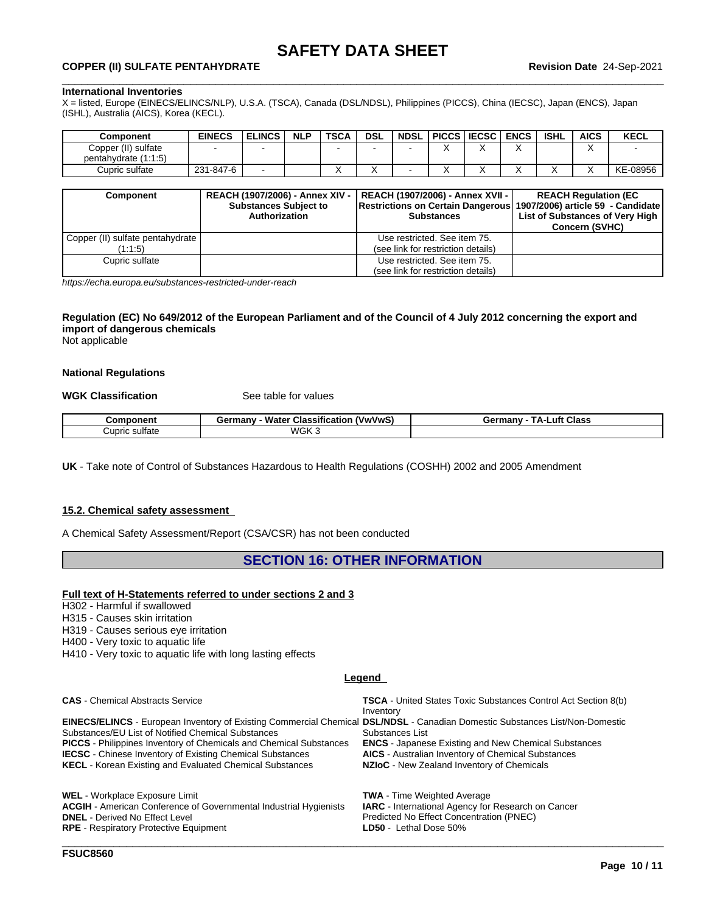**International Inventories**

X = listed, Europe (EINECS/ELINCS/NLP), U.S.A. (TSCA), Canada (DSL/NDSL), Philippines (PICCS), China (IECSC), Japan (ENCS), Japan (ISHL), Australia (AICS), Korea (KECL).

| Component | EINECS | ELINCS | NLP | TSCA | DSL | NDSL | PICCS | IECSC | ENCS | ISHL | AICS | KECL |
|---|---|---|---|---|---|---|---|---|---|---|---|---|
| Copper (II) sulfate pentahydrate (1:1:5) | - | - | | - | - | - | X | X | X | | X | - |
| Cupric sulfate | 231-847-6 | - | | X | X | - | X | X | X | X | X | KE-08956 |

| Component | REACH (1907/2006) - Annex XIV - Substances Subject to Authorization | REACH (1907/2006) - Annex XVII - Restrictions on Certain Dangerous Substances | REACH Regulation (EC 1907/2006) article 59 - Candidate List of Substances of Very High Concern (SVHC) |
|---|---|---|---|
| Copper (II) sulfate pentahydrate (1:1:5) | | Use restricted. See item 75. (see link for restriction details) | |
| Cupric sulfate | | Use restricted. See item 75. (see link for restriction details) | |

*https://echa.europa.eu/substances-restricted-under-reach*

**Regulation (EC) No 649/2012 of the European Parliament and of the Council of 4 July 2012 concerning the export and import of dangerous chemicals**

Not applicable

**National Regulations**

**WGK Classification** See table for values

| Component | Germany - Water Classification (VwVwS) | Germany - TA-Luft Class |
|---|---|---|
| Cupric sulfate | WGK 3 | |

**UK** - Take note of Control of Substances Hazardous to Health Regulations (COSHH) 2002 and 2005 Amendment

**15.2. Chemical safety assessment**

A Chemical Safety Assessment/Report (CSA/CSR) has not been conducted

## SECTION 16: OTHER INFORMATION

**Full text of H-Statements referred to under sections 2 and 3**

H302 - Harmful if swallowed
H315 - Causes skin irritation
H319 - Causes serious eye irritation
H400 - Very toxic to aquatic life
H410 - Very toxic to aquatic life with long lasting effects

**Legend**

**CAS** - Chemical Abstracts Service
**TSCA** - United States Toxic Substances Control Act Section 8(b) Inventory
**EINECS/ELINCS** - European Inventory of Existing Commercial Chemical Substances/EU List of Notified Chemical Substances
**DSL/NDSL** - Canadian Domestic Substances List/Non-Domestic Substances List
**PICCS** - Philippines Inventory of Chemicals and Chemical Substances
**ENCS** - Japanese Existing and New Chemical Substances
**IECSC** - Chinese Inventory of Existing Chemical Substances
**AICS** - Australian Inventory of Chemical Substances
**KECL** - Korean Existing and Evaluated Chemical Substances
**NZIoC** - New Zealand Inventory of Chemicals

**WEL** - Workplace Exposure Limit
**TWA** - Time Weighted Average
**ACGIH** - American Conference of Governmental Industrial Hygienists
**IARC** - International Agency for Research on Cancer
**DNEL** - Derived No Effect Level
Predicted No Effect Concentration (PNEC)
**RPE** - Respiratory Protective Equipment
**LD50** - Lethal Dose 50%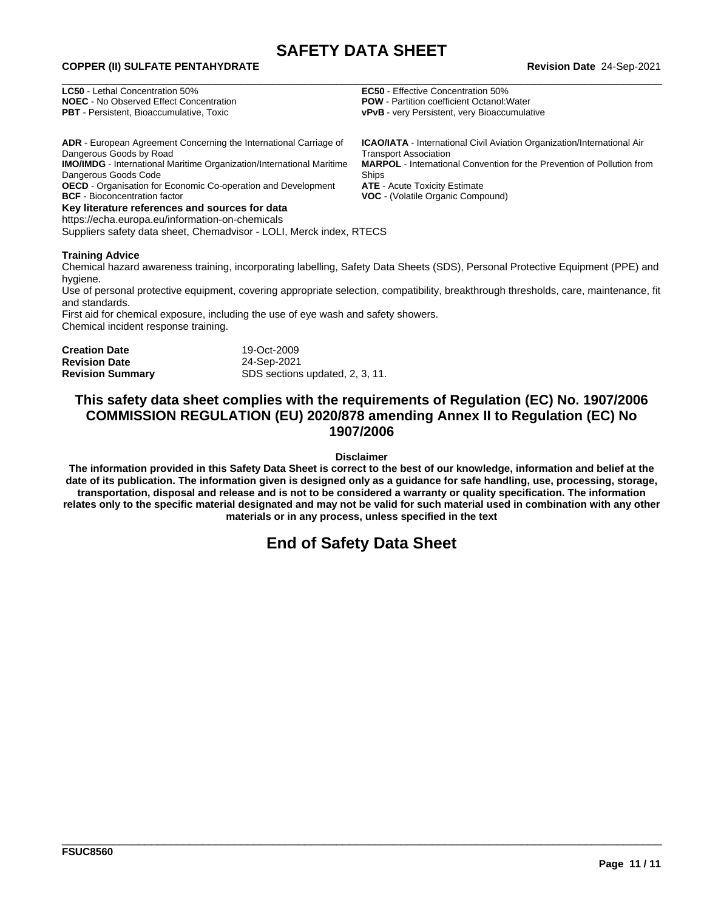**LC50** - Lethal Concentration 50%
**NOEC** - No Observed Effect Concentration
**PBT** - Persistent, Bioaccumulative, Toxic

**EC50** - Effective Concentration 50%
**POW** - Partition coefficient Octanol:Water
**vPvB** - very Persistent, very Bioaccumulative

**ADR** - European Agreement Concerning the International Carriage of Dangerous Goods by Road
**IMO/IMDG** - International Maritime Organization/International Maritime Dangerous Goods Code
**OECD** - Organisation for Economic Co-operation and Development
**BCF** - Bioconcentration factor

**ICAO/IATA** - International Civil Aviation Organization/International Air Transport Association
**MARPOL** - International Convention for the Prevention of Pollution from Ships
**ATE** - Acute Toxicity Estimate
**VOC** - (Volatile Organic Compound)

**Key literature references and sources for data**
https://echa.europa.eu/information-on-chemicals
Suppliers safety data sheet, Chemadvisor - LOLI, Merck index, RTECS

**Training Advice**
Chemical hazard awareness training, incorporating labelling, Safety Data Sheets (SDS), Personal Protective Equipment (PPE) and hygiene.
Use of personal protective equipment, covering appropriate selection, compatibility, breakthrough thresholds, care, maintenance, fit and standards.
First aid for chemical exposure, including the use of eye wash and safety showers.
Chemical incident response training.

| | |
|---|---|
| **Creation Date** | 19-Oct-2009 |
| **Revision Date** | 24-Sep-2021 |
| **Revision Summary** | SDS sections updated, 2, 3, 11. |

## This safety data sheet complies with the requirements of Regulation (EC) No. 1907/2006 COMMISSION REGULATION (EU) 2020/878 amending Annex II to Regulation (EC) No 1907/2006

**Disclaimer**

**The information provided in this Safety Data Sheet is correct to the best of our knowledge, information and belief at the date of its publication. The information given is designed only as a guidance for safe handling, use, processing, storage, transportation, disposal and release and is not to be considered a warranty or quality specification. The information relates only to the specific material designated and may not be valid for such material used in combination with any other materials or in any process, unless specified in the text**

## End of Safety Data Sheet